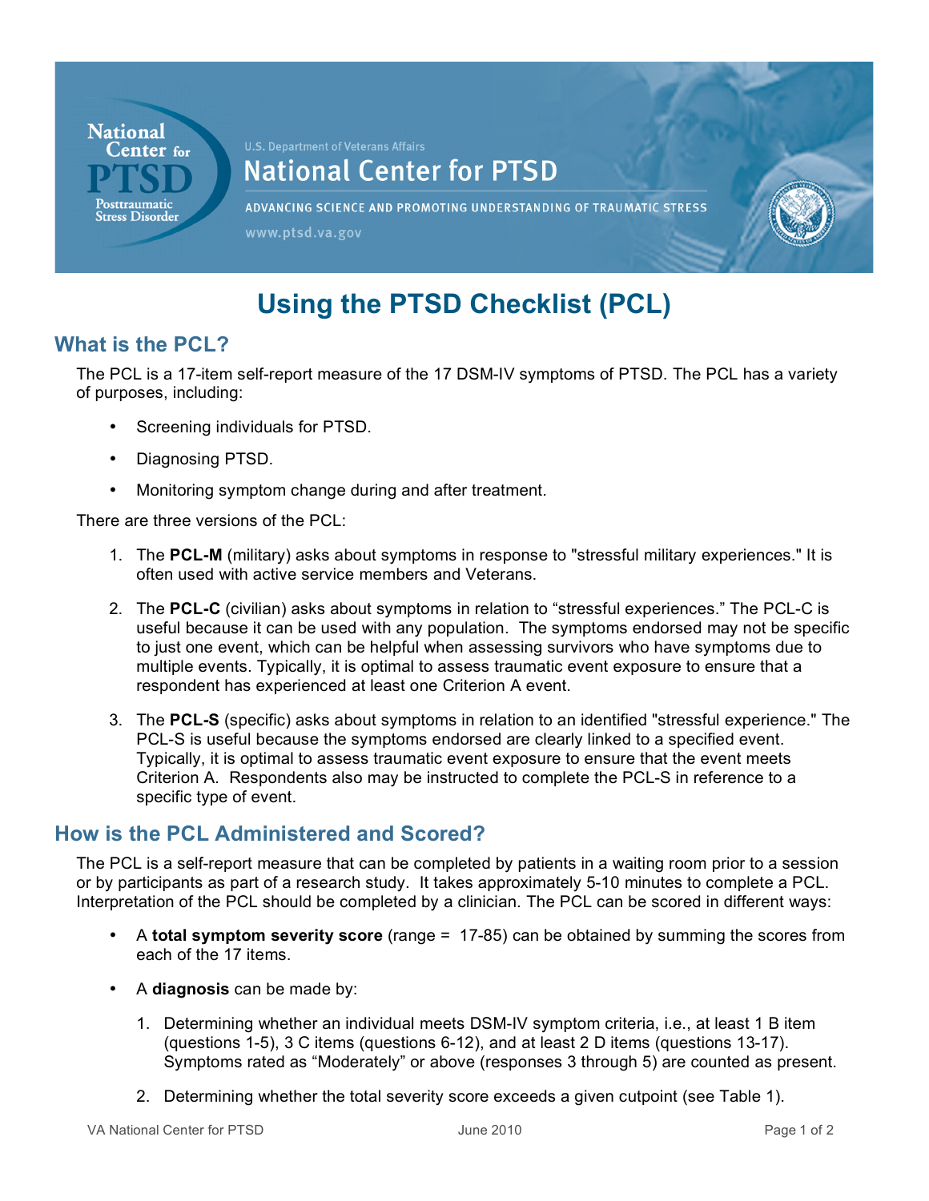# Using the PTSD Checklist (PCL)

## What is the PCL?

The PCL is a 17-item self-report measure of the 17 DSM-IV symptoms of PTSD. The PCL has a variety of purposes, including:

- Screening individuals for PTSD.
- Diagnosing PTSD.
- Monitoring symptom change during and after treatment.

There are three versions of the PCL:

1. The **PCL-M** (military) asks about symptoms in response to "stressful military experiences." It is often used with active service members and Veterans.
2. The **PCL-C** (civilian) asks about symptoms in relation to "stressful experiences." The PCL-C is useful because it can be used with any population. The symptoms endorsed may not be specific to just one event, which can be helpful when assessing survivors who have symptoms due to multiple events. Typically, it is optimal to assess traumatic event exposure to ensure that a respondent has experienced at least one Criterion A event.
3. The **PCL-S** (specific) asks about symptoms in relation to an identified "stressful experience." The PCL-S is useful because the symptoms endorsed are clearly linked to a specified event. Typically, it is optimal to assess traumatic event exposure to ensure that the event meets Criterion A. Respondents also may be instructed to complete the PCL-S in reference to a specific type of event.

## How is the PCL Administered and Scored?

The PCL is a self-report measure that can be completed by patients in a waiting room prior to a session or by participants as part of a research study. It takes approximately 5-10 minutes to complete a PCL. Interpretation of the PCL should be completed by a clinician. The PCL can be scored in different ways:

- A **total symptom severity score** (range = 17-85) can be obtained by summing the scores from each of the 17 items.
- A **diagnosis** can be made by:
  1. Determining whether an individual meets DSM-IV symptom criteria, i.e., at least 1 B item (questions 1-5), 3 C items (questions 6-12), and at least 2 D items (questions 13-17). Symptoms rated as "Moderately" or above (responses 3 through 5) are counted as present.
  2. Determining whether the total severity score exceeds a given cutpoint (see Table 1).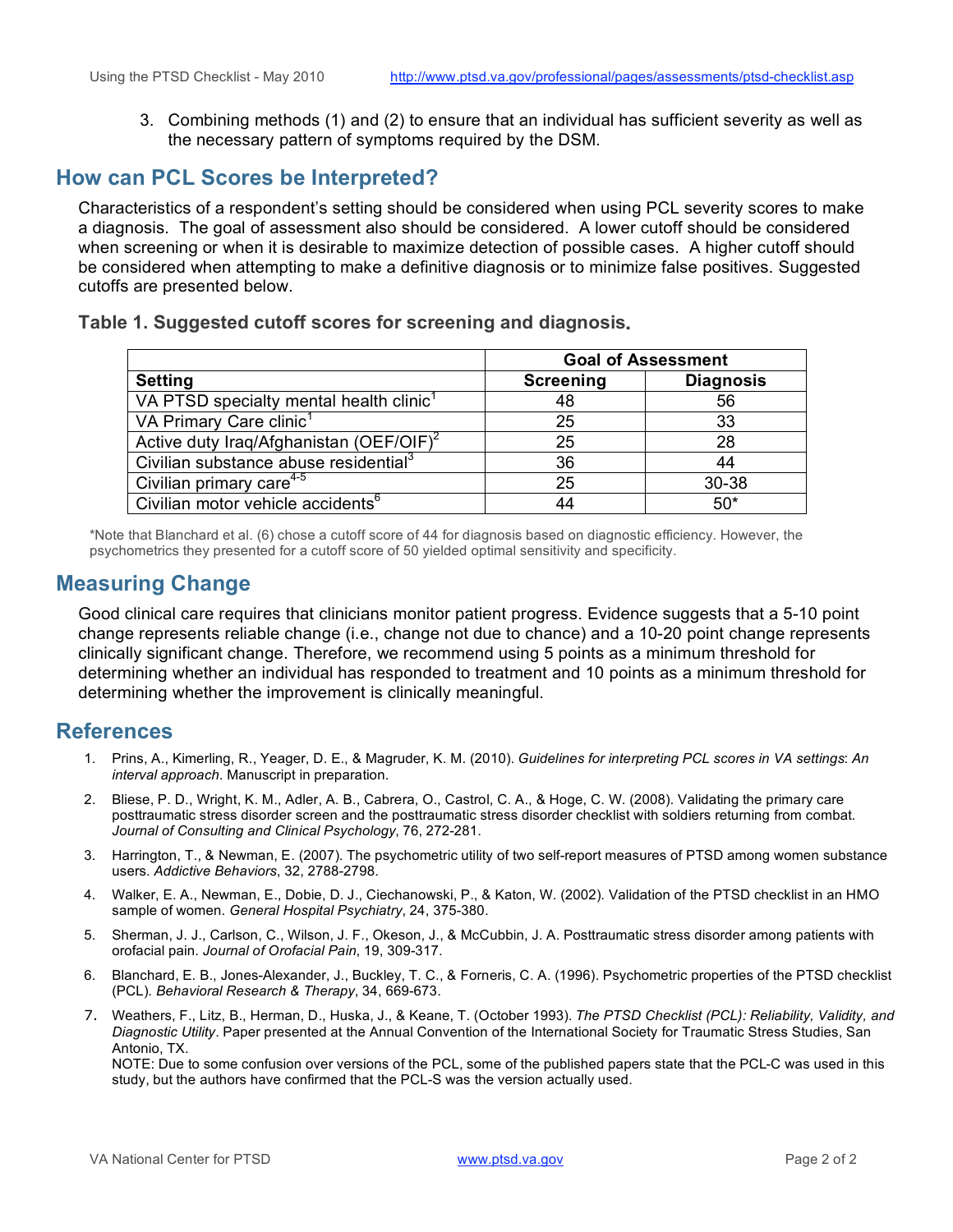3. Combining methods (1) and (2) to ensure that an individual has sufficient severity as well as the necessary pattern of symptoms required by the DSM.

## How can PCL Scores be Interpreted?

Characteristics of a respondent's setting should be considered when using PCL severity scores to make a diagnosis. The goal of assessment also should be considered. A lower cutoff should be considered when screening or when it is desirable to maximize detection of possible cases. A higher cutoff should be considered when attempting to make a definitive diagnosis or to minimize false positives. Suggested cutoffs are presented below.

**Table 1. Suggested cutoff scores for screening and diagnosis.**

| | Goal of Assessment | |
|---|---|---|
| **Setting** | **Screening** | **Diagnosis** |
| VA PTSD specialty mental health clinic[1] | 48 | 56 |
| VA Primary Care clinic[1] | 25 | 33 |
| Active duty Iraq/Afghanistan (OEF/OIF)[2] | 25 | 28 |
| Civilian substance abuse residential[3] | 36 | 44 |
| Civilian primary care[4-5] | 25 | 30-38 |
| Civilian motor vehicle accidents[6] | 44 | 50* |

*Note that Blanchard et al. (6) chose a cutoff score of 44 for diagnosis based on diagnostic efficiency. However, the psychometrics they presented for a cutoff score of 50 yielded optimal sensitivity and specificity.

## Measuring Change

Good clinical care requires that clinicians monitor patient progress. Evidence suggests that a 5-10 point change represents reliable change (i.e., change not due to chance) and a 10-20 point change represents clinically significant change. Therefore, we recommend using 5 points as a minimum threshold for determining whether an individual has responded to treatment and 10 points as a minimum threshold for determining whether the improvement is clinically meaningful.

## References

1. Prins, A., Kimerling, R., Yeager, D. E., & Magruder, K. M. (2010). *Guidelines for interpreting PCL scores in VA settings*: *An interval approach*. Manuscript in preparation.
2. Bliese, P. D., Wright, K. M., Adler, A. B., Cabrera, O., Castrol, C. A., & Hoge, C. W. (2008). Validating the primary care posttraumatic stress disorder screen and the posttraumatic stress disorder checklist with soldiers returning from combat. *Journal of Consulting and Clinical Psychology*, 76, 272-281.
3. Harrington, T., & Newman, E. (2007). The psychometric utility of two self-report measures of PTSD among women substance users. *Addictive Behaviors*, 32, 2788-2798.
4. Walker, E. A., Newman, E., Dobie, D. J., Ciechanowski, P., & Katon, W. (2002). Validation of the PTSD checklist in an HMO sample of women. *General Hospital Psychiatry*, 24, 375-380.
5. Sherman, J. J., Carlson, C., Wilson, J. F., Okeson, J., & McCubbin, J. A. Posttraumatic stress disorder among patients with orofacial pain. *Journal of Orofacial Pain*, 19, 309-317.
6. Blanchard, E. B., Jones-Alexander, J., Buckley, T. C., & Forneris, C. A. (1996). Psychometric properties of the PTSD checklist (PCL). *Behavioral Research & Therapy*, 34, 669-673.
7. Weathers, F., Litz, B., Herman, D., Huska, J., & Keane, T. (October 1993). *The PTSD Checklist (PCL): Reliability, Validity, and Diagnostic Utility*. Paper presented at the Annual Convention of the International Society for Traumatic Stress Studies, San Antonio, TX.
   NOTE: Due to some confusion over versions of the PCL, some of the published papers state that the PCL-C was used in this study, but the authors have confirmed that the PCL-S was the version actually used.